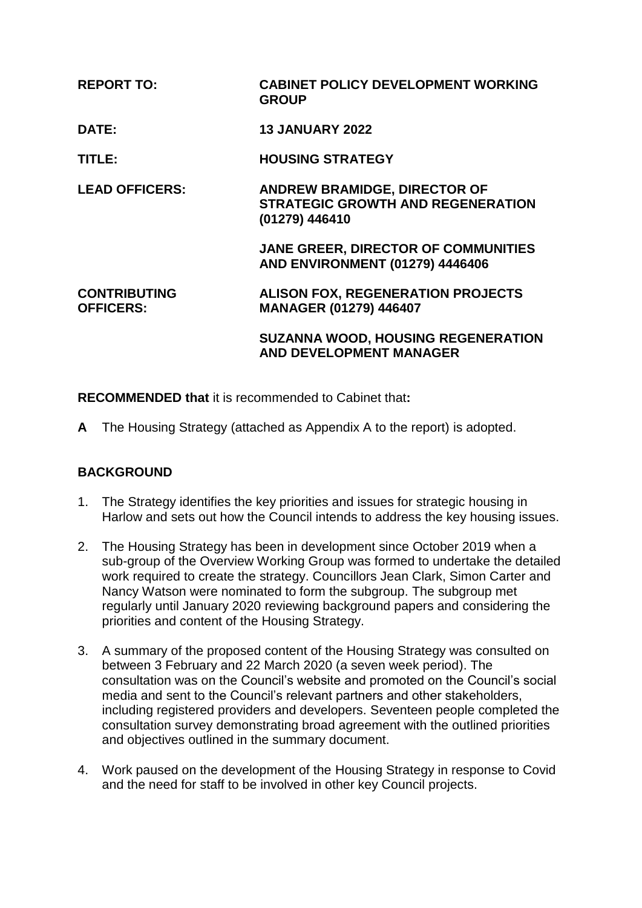| | |
|---|---|
| **REPORT TO:** | **CABINET POLICY DEVELOPMENT WORKING GROUP** |
| **DATE:** | **13 JANUARY 2022** |
| **TITLE:** | **HOUSING STRATEGY** |
| **LEAD OFFICERS:** | **ANDREW BRAMIDGE, DIRECTOR OF STRATEGIC GROWTH AND REGENERATION (01279) 446410** |
| | **JANE GREER, DIRECTOR OF COMMUNITIES AND ENVIRONMENT (01279) 4446406** |
| **CONTRIBUTING OFFICERS:** | **ALISON FOX, REGENERATION PROJECTS MANAGER (01279) 446407** |
| | **SUZANNA WOOD, HOUSING REGENERATION AND DEVELOPMENT MANAGER** |

**RECOMMENDED that** it is recommended to Cabinet that**:**

**A** The Housing Strategy (attached as Appendix A to the report) is adopted.

## BACKGROUND

1. The Strategy identifies the key priorities and issues for strategic housing in Harlow and sets out how the Council intends to address the key housing issues.

2. The Housing Strategy has been in development since October 2019 when a sub-group of the Overview Working Group was formed to undertake the detailed work required to create the strategy. Councillors Jean Clark, Simon Carter and Nancy Watson were nominated to form the subgroup. The subgroup met regularly until January 2020 reviewing background papers and considering the priorities and content of the Housing Strategy.

3. A summary of the proposed content of the Housing Strategy was consulted on between 3 February and 22 March 2020 (a seven week period). The consultation was on the Council's website and promoted on the Council's social media and sent to the Council's relevant partners and other stakeholders, including registered providers and developers. Seventeen people completed the consultation survey demonstrating broad agreement with the outlined priorities and objectives outlined in the summary document.

4. Work paused on the development of the Housing Strategy in response to Covid and the need for staff to be involved in other key Council projects.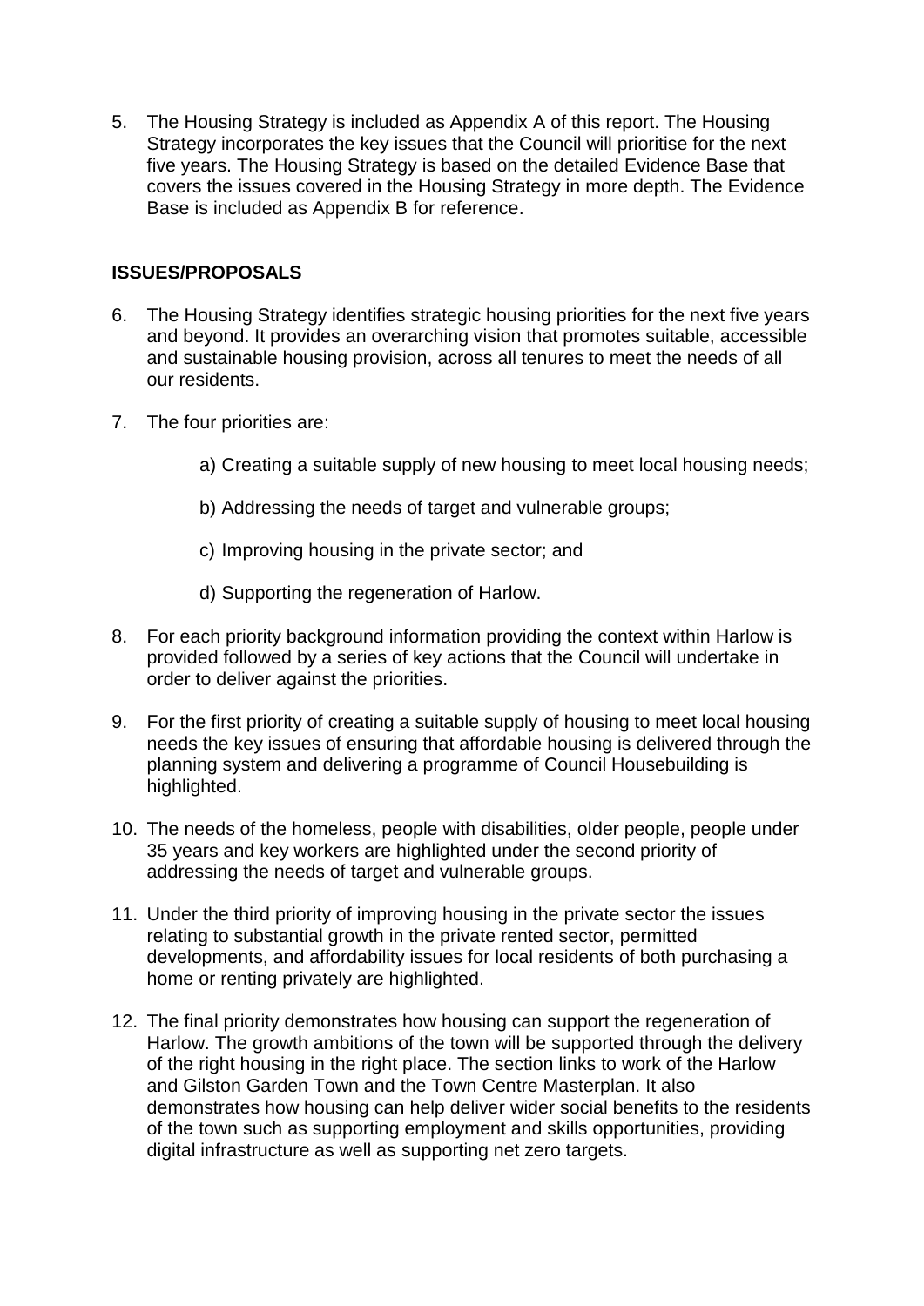5. The Housing Strategy is included as Appendix A of this report. The Housing Strategy incorporates the key issues that the Council will prioritise for the next five years. The Housing Strategy is based on the detailed Evidence Base that covers the issues covered in the Housing Strategy in more depth. The Evidence Base is included as Appendix B for reference.

**ISSUES/PROPOSALS**

6. The Housing Strategy identifies strategic housing priorities for the next five years and beyond. It provides an overarching vision that promotes suitable, accessible and sustainable housing provision, across all tenures to meet the needs of all our residents.

7. The four priorities are:

    a) Creating a suitable supply of new housing to meet local housing needs;

    b) Addressing the needs of target and vulnerable groups;

    c) Improving housing in the private sector; and

    d) Supporting the regeneration of Harlow.

8. For each priority background information providing the context within Harlow is provided followed by a series of key actions that the Council will undertake in order to deliver against the priorities.

9. For the first priority of creating a suitable supply of housing to meet local housing needs the key issues of ensuring that affordable housing is delivered through the planning system and delivering a programme of Council Housebuilding is highlighted.

10. The needs of the homeless, people with disabilities, older people, people under 35 years and key workers are highlighted under the second priority of addressing the needs of target and vulnerable groups.

11. Under the third priority of improving housing in the private sector the issues relating to substantial growth in the private rented sector, permitted developments, and affordability issues for local residents of both purchasing a home or renting privately are highlighted.

12. The final priority demonstrates how housing can support the regeneration of Harlow. The growth ambitions of the town will be supported through the delivery of the right housing in the right place. The section links to work of the Harlow and Gilston Garden Town and the Town Centre Masterplan. It also demonstrates how housing can help deliver wider social benefits to the residents of the town such as supporting employment and skills opportunities, providing digital infrastructure as well as supporting net zero targets.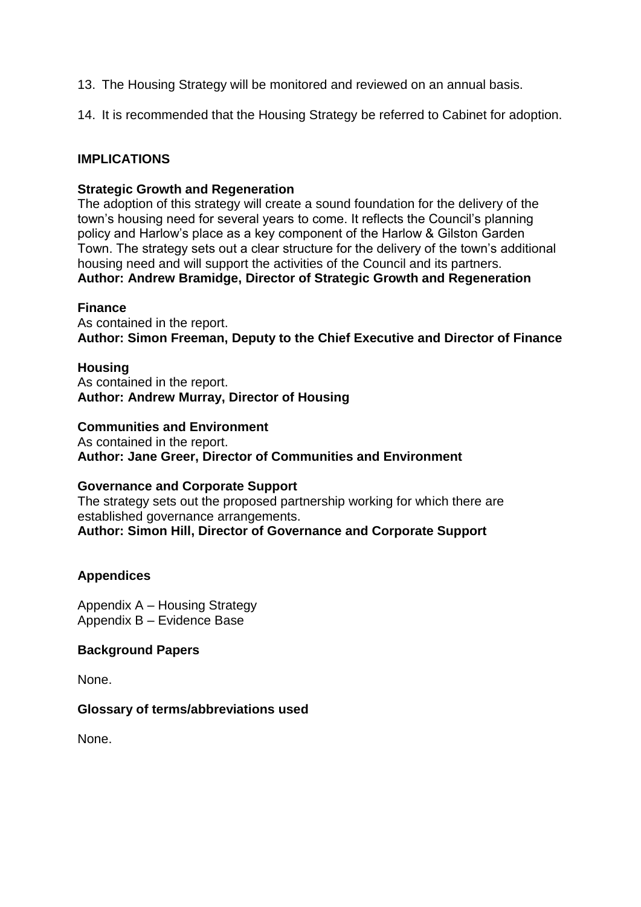13. The Housing Strategy will be monitored and reviewed on an annual basis.

14. It is recommended that the Housing Strategy be referred to Cabinet for adoption.

**IMPLICATIONS**

**Strategic Growth and Regeneration**
The adoption of this strategy will create a sound foundation for the delivery of the town's housing need for several years to come. It reflects the Council's planning policy and Harlow's place as a key component of the Harlow & Gilston Garden Town. The strategy sets out a clear structure for the delivery of the town's additional housing need and will support the activities of the Council and its partners.
**Author: Andrew Bramidge, Director of Strategic Growth and Regeneration**

**Finance**
As contained in the report.
**Author: Simon Freeman, Deputy to the Chief Executive and Director of Finance**

**Housing**
As contained in the report.
**Author: Andrew Murray, Director of Housing**

**Communities and Environment**
As contained in the report.
**Author: Jane Greer, Director of Communities and Environment**

**Governance and Corporate Support**
The strategy sets out the proposed partnership working for which there are established governance arrangements.
**Author: Simon Hill, Director of Governance and Corporate Support**

**Appendices**

Appendix A – Housing Strategy
Appendix B – Evidence Base

**Background Papers**

None.

**Glossary of terms/abbreviations used**

None.